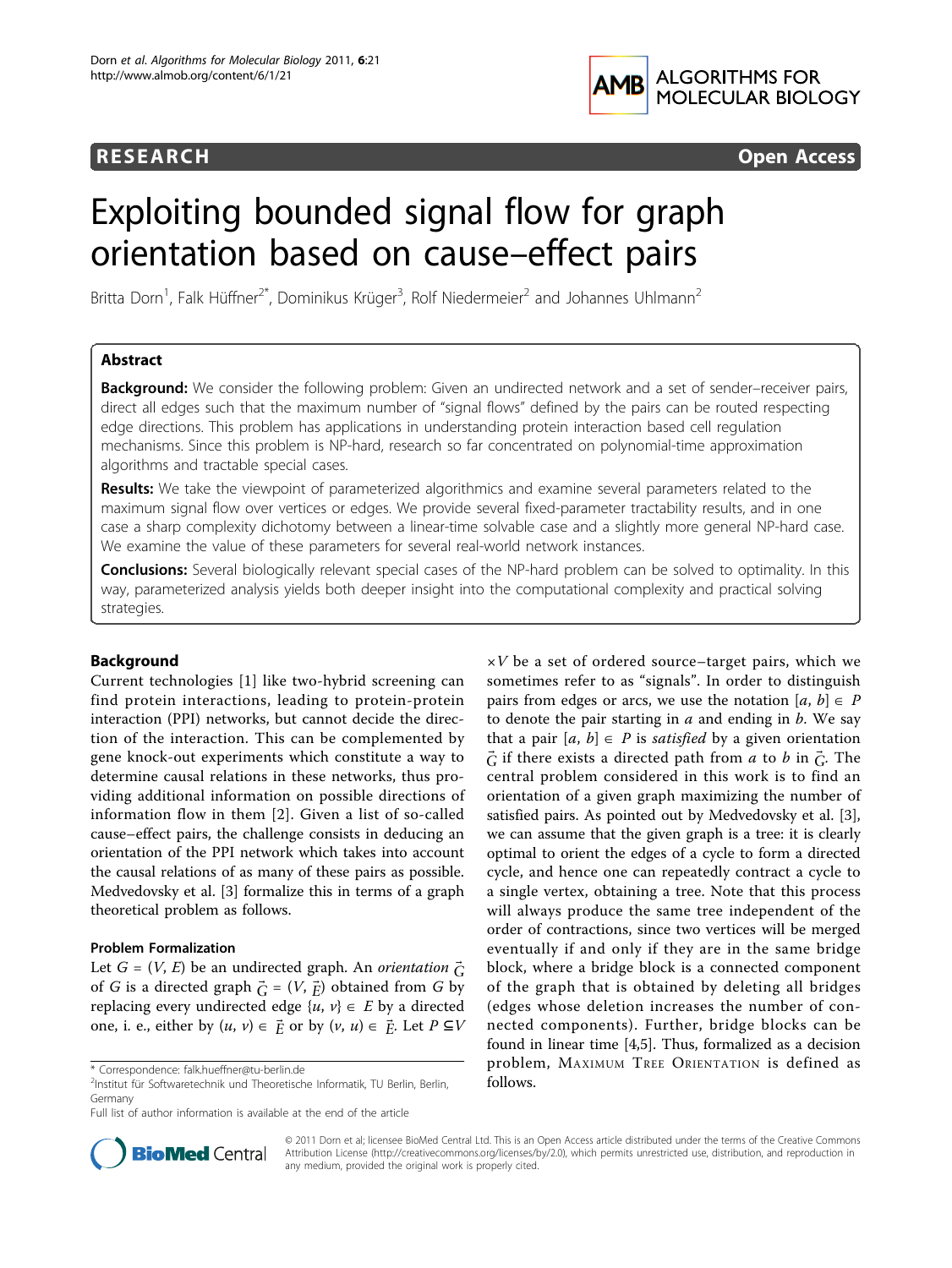RESEARCH Open Access

# Exploiting bounded signal flow for graph orientation based on cause–effect pairs

Britta Dorn[1], Falk Hüffner[2*], Dominikus Krüger[3], Rolf Niedermeier[2] and Johannes Uhlmann[2]

## Abstract

**Background:** We consider the following problem: Given an undirected network and a set of sender–receiver pairs, direct all edges such that the maximum number of "signal flows" defined by the pairs can be routed respecting edge directions. This problem has applications in understanding protein interaction based cell regulation mechanisms. Since this problem is NP-hard, research so far concentrated on polynomial-time approximation algorithms and tractable special cases.

**Results:** We take the viewpoint of parameterized algorithmics and examine several parameters related to the maximum signal flow over vertices or edges. We provide several fixed-parameter tractability results, and in one case a sharp complexity dichotomy between a linear-time solvable case and a slightly more general NP-hard case. We examine the value of these parameters for several real-world network instances.

**Conclusions:** Several biologically relevant special cases of the NP-hard problem can be solved to optimality. In this way, parameterized analysis yields both deeper insight into the computational complexity and practical solving strategies.

## Background

Current technologies [1] like two-hybrid screening can find protein interactions, leading to protein-protein interaction (PPI) networks, but cannot decide the direction of the interaction. This can be complemented by gene knock-out experiments which constitute a way to determine causal relations in these networks, thus providing additional information on possible directions of information flow in them [2]. Given a list of so-called cause–effect pairs, the challenge consists in deducing an orientation of the PPI network which takes into account the causal relations of as many of these pairs as possible. Medvedovsky et al. [3] formalize this in terms of a graph theoretical problem as follows.

### Problem Formalization

Let $G = (V, E)$ be an undirected graph. An *orientation* $\vec{G}$ of $G$ is a directed graph $\vec{G} = (V, \vec{E})$ obtained from $G$ by replacing every undirected edge $\{u, v\} \in E$ by a directed one, i. e., either by $(u, v) \in \vec{E}$ or by $(v, u) \in \vec{E}$. Let $P \subseteq V \times V$ be a set of ordered source–target pairs, which we sometimes refer to as "signals". In order to distinguish pairs from edges or arcs, we use the notation $[a, b] \in P$ to denote the pair starting in $a$ and ending in $b$. We say that a pair $[a, b] \in P$ is *satisfied* by a given orientation $\vec{G}$ if there exists a directed path from $a$ to $b$ in $\vec{G}$. The central problem considered in this work is to find an orientation of a given graph maximizing the number of satisfied pairs. As pointed out by Medvedovsky et al. [3], we can assume that the given graph is a tree: it is clearly optimal to orient the edges of a cycle to form a directed cycle, and hence one can repeatedly contract a cycle to a single vertex, obtaining a tree. Note that this process will always produce the same tree independent of the order of contractions, since two vertices will be merged eventually if and only if they are in the same bridge block, where a bridge block is a connected component of the graph that is obtained by deleting all bridges (edges whose deletion increases the number of connected components). Further, bridge blocks can be found in linear time [4,5]. Thus, formalized as a decision problem, MAXIMUM TREE ORIENTATION is defined as follows.

\* Correspondence: falk.hueffner@tu-berlin.de
[2]Institut für Softwaretechnik und Theoretische Informatik, TU Berlin, Berlin, Germany
Full list of author information is available at the end of the article

© 2011 Dorn et al; licensee BioMed Central Ltd. This is an Open Access article distributed under the terms of the Creative Commons Attribution License (http://creativecommons.org/licenses/by/2.0), which permits unrestricted use, distribution, and reproduction in any medium, provided the original work is properly cited.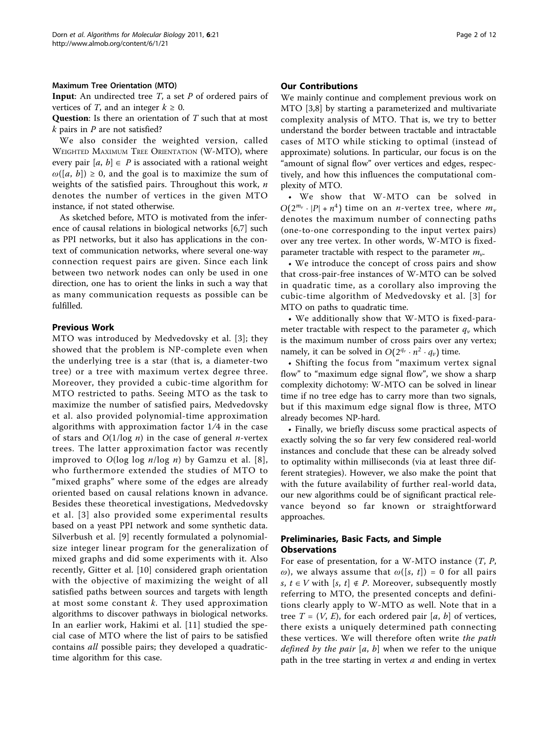**Maximum Tree Orientation (MTO)**

**Input**: An undirected tree $T$, a set $P$ of ordered pairs of vertices of $T$, and an integer $k \geq 0$.

**Question**: Is there an orientation of $T$ such that at most $k$ pairs in $P$ are not satisfied?

We also consider the weighted version, called Weighted Maximum Tree Orientation (W-MTO), where every pair $[a, b] \in P$ is associated with a rational weight $\omega([a, b]) \geq 0$, and the goal is to maximize the sum of weights of the satisfied pairs. Throughout this work, $n$ denotes the number of vertices in the given MTO instance, if not stated otherwise.

As sketched before, MTO is motivated from the inference of causal relations in biological networks [6,7] such as PPI networks, but it also has applications in the context of communication networks, where several one-way connection request pairs are given. Since each link between two network nodes can only be used in one direction, one has to orient the links in such a way that as many communication requests as possible can be fulfilled.

## Previous Work

MTO was introduced by Medvedovsky et al. [3]; they showed that the problem is NP-complete even when the underlying tree is a star (that is, a diameter-two tree) or a tree with maximum vertex degree three. Moreover, they provided a cubic-time algorithm for MTO restricted to paths. Seeing MTO as the task to maximize the number of satisfied pairs, Medvedovsky et al. also provided polynomial-time approximation algorithms with approximation factor 1/4 in the case of stars and $O(1/\log n)$ in the case of general $n$-vertex trees. The latter approximation factor was recently improved to $O(\log \log n/\log n)$ by Gamzu et al. [8], who furthermore extended the studies of MTO to "mixed graphs" where some of the edges are already oriented based on causal relations known in advance. Besides these theoretical investigations, Medvedovsky et al. [3] also provided some experimental results based on a yeast PPI network and some synthetic data. Silverbush et al. [9] recently formulated a polynomial-size integer linear program for the generalization of mixed graphs and did some experiments with it. Also recently, Gitter et al. [10] considered graph orientation with the objective of maximizing the weight of all satisfied paths between sources and targets with length at most some constant $k$. They used approximation algorithms to discover pathways in biological networks. In an earlier work, Hakimi et al. [11] studied the special case of MTO where the list of pairs to be satisfied contains *all* possible pairs; they developed a quadratic-time algorithm for this case.

## Our Contributions

We mainly continue and complement previous work on MTO [3,8] by starting a parameterized and multivariate complexity analysis of MTO. That is, we try to better understand the border between tractable and intractable cases of MTO while sticking to optimal (instead of approximate) solutions. In particular, our focus is on the "amount of signal flow" over vertices and edges, respectively, and how this influences the computational complexity of MTO.

- We show that W-MTO can be solved in $O(2^{m_v} \cdot |P| + n^4)$ time on an $n$-vertex tree, where $m_v$ denotes the maximum number of connecting paths (one-to-one corresponding to the input vertex pairs) over any tree vertex. In other words, W-MTO is fixed-parameter tractable with respect to the parameter $m_v$.
- We introduce the concept of cross pairs and show that cross-pair-free instances of W-MTO can be solved in quadratic time, as a corollary also improving the cubic-time algorithm of Medvedovsky et al. [3] for MTO on paths to quadratic time.
- We additionally show that W-MTO is fixed-parameter tractable with respect to the parameter $q_v$ which is the maximum number of cross pairs over any vertex; namely, it can be solved in $O(2^{q_v} \cdot n^2 \cdot q_v)$ time.
- Shifting the focus from "maximum vertex signal flow" to "maximum edge signal flow", we show a sharp complexity dichotomy: W-MTO can be solved in linear time if no tree edge has to carry more than two signals, but if this maximum edge signal flow is three, MTO already becomes NP-hard.
- Finally, we briefly discuss some practical aspects of exactly solving the so far very few considered real-world instances and conclude that these can be already solved to optimality within milliseconds (via at least three different strategies). However, we also make the point that with the future availability of further real-world data, our new algorithms could be of significant practical relevance beyond so far known or straightforward approaches.

## Preliminaries, Basic Facts, and Simple Observations

For ease of presentation, for a W-MTO instance $(T, P, \omega)$, we always assume that $\omega([s, t]) = 0$ for all pairs $s, t \in V$ with $[s, t] \notin P$. Moreover, subsequently mostly referring to MTO, the presented concepts and definitions clearly apply to W-MTO as well. Note that in a tree $T = (V, E)$, for each ordered pair $[a, b]$ of vertices, there exists a uniquely determined path connecting these vertices. We will therefore often write *the path defined by the pair* $[a, b]$ when we refer to the unique path in the tree starting in vertex $a$ and ending in vertex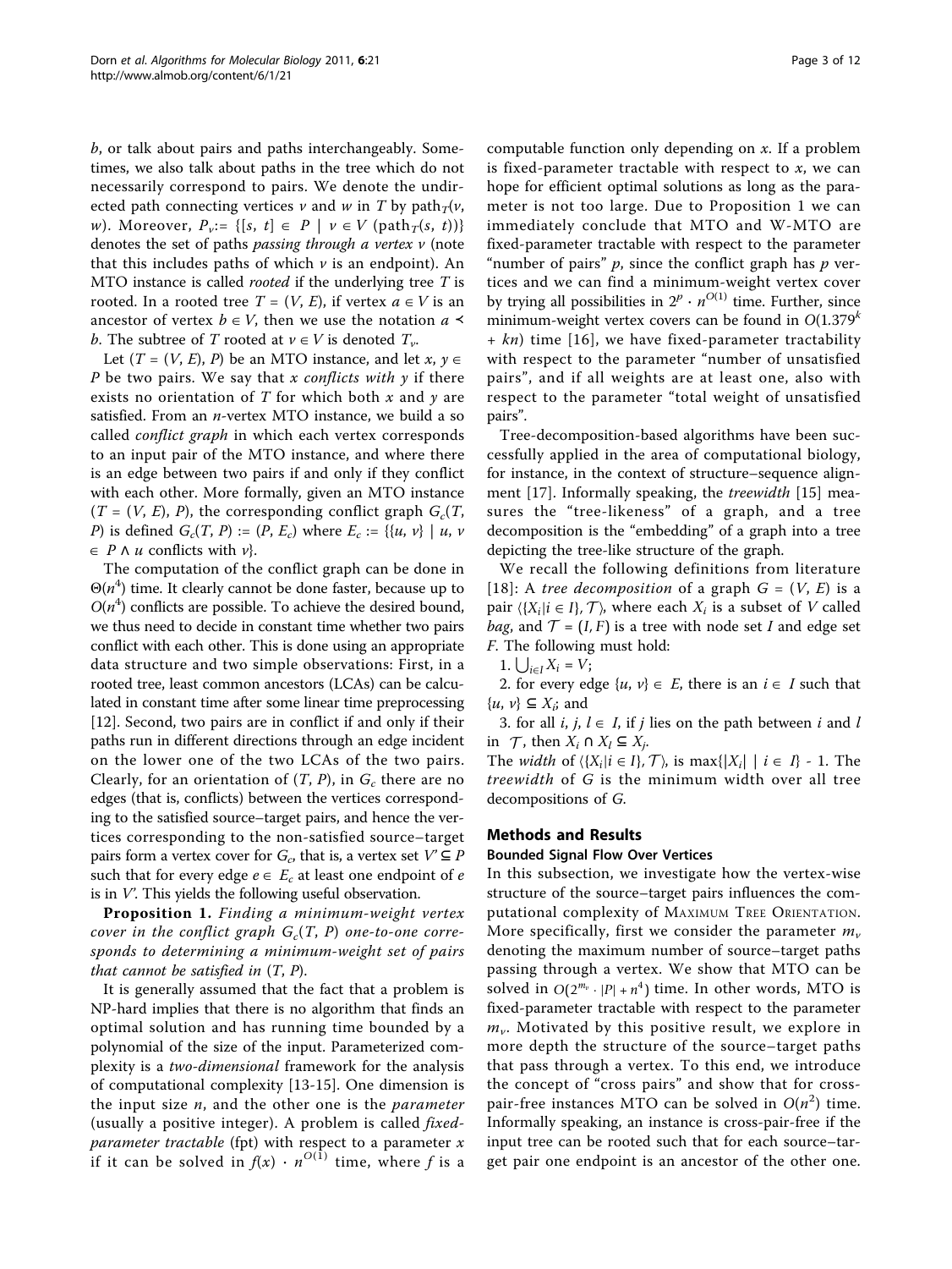$b$, or talk about pairs and paths interchangeably. Sometimes, we also talk about paths in the tree which do not necessarily correspond to pairs. We denote the undirected path connecting vertices $v$ and $w$ in $T$ by $\text{path}_T(v, w)$. Moreover, $P_v := \{[s, t] \in P \mid v \in V(\text{path}_T(s, t))\}$ denotes the set of paths *passing through a vertex* $v$ (note that this includes paths of which $v$ is an endpoint). An MTO instance is called *rooted* if the underlying tree $T$ is rooted. In a rooted tree $T = (V, E)$, if vertex $a \in V$ is an ancestor of vertex $b \in V$, then we use the notation $a \prec b$. The subtree of $T$ rooted at $v \in V$ is denoted $T_v$.

Let $(T = (V, E), P)$ be an MTO instance, and let $x, y \in P$ be two pairs. We say that *x conflicts with y* if there exists no orientation of $T$ for which both $x$ and $y$ are satisfied. From an $n$-vertex MTO instance, we build a so called *conflict graph* in which each vertex corresponds to an input pair of the MTO instance, and where there is an edge between two pairs if and only if they conflict with each other. More formally, given an MTO instance $(T = (V, E), P)$, the corresponding conflict graph $G_c(T, P)$ is defined $G_c(T, P) := (P, E_c)$ where $E_c := \{\{u, v\} \mid u, v \in P \wedge u \text{ conflicts with } v\}$.

The computation of the conflict graph can be done in $\Theta(n^4)$ time. It clearly cannot be done faster, because up to $O(n^4)$ conflicts are possible. To achieve the desired bound, we thus need to decide in constant time whether two pairs conflict with each other. This is done using an appropriate data structure and two simple observations: First, in a rooted tree, least common ancestors (LCAs) can be calculated in constant time after some linear time preprocessing [12]. Second, two pairs are in conflict if and only if their paths run in different directions through an edge incident on the lower one of the two LCAs of the two pairs. Clearly, for an orientation of $(T, P)$, in $G_c$ there are no edges (that is, conflicts) between the vertices corresponding to the satisfied source–target pairs, and hence the vertices corresponding to the non-satisfied source–target pairs form a vertex cover for $G_c$, that is, a vertex set $V' \subseteq P$ such that for every edge $e \in E_c$ at least one endpoint of $e$ is in $V'$. This yields the following useful observation.

**Proposition 1.** *Finding a minimum-weight vertex cover in the conflict graph $G_c(T, P)$ one-to-one corresponds to determining a minimum-weight set of pairs that cannot be satisfied in $(T, P)$.*

It is generally assumed that the fact that a problem is NP-hard implies that there is no algorithm that finds an optimal solution and has running time bounded by a polynomial of the size of the input. Parameterized complexity is a *two-dimensional* framework for the analysis of computational complexity [13-15]. One dimension is the input size $n$, and the other one is the *parameter* (usually a positive integer). A problem is called *fixed-parameter tractable* (fpt) with respect to a parameter $x$ if it can be solved in $f(x) \cdot n^{O(1)}$ time, where $f$ is a computable function only depending on $x$. If a problem is fixed-parameter tractable with respect to $x$, we can hope for efficient optimal solutions as long as the parameter is not too large. Due to Proposition 1 we can immediately conclude that MTO and W-MTO are fixed-parameter tractable with respect to the parameter "number of pairs" $p$, since the conflict graph has $p$ vertices and we can find a minimum-weight vertex cover by trying all possibilities in $2^p \cdot n^{O(1)}$ time. Further, since minimum-weight vertex covers can be found in $O(1.379^k + kn)$ time [16], we have fixed-parameter tractability with respect to the parameter "number of unsatisfied pairs", and if all weights are at least one, also with respect to the parameter "total weight of unsatisfied pairs".

Tree-decomposition-based algorithms have been successfully applied in the area of computational biology, for instance, in the context of structure–sequence alignment [17]. Informally speaking, the *treewidth* [15] measures the "tree-likeness" of a graph, and a tree decomposition is the "embedding" of a graph into a tree depicting the tree-like structure of the graph.

We recall the following definitions from literature [18]: A *tree decomposition* of a graph $G = (V, E)$ is a pair $\langle \{X_i \mid i \in I\}, \mathcal{T} \rangle$, where each $X_i$ is a subset of $V$ called *bag*, and $\mathcal{T} = (I, F)$ is a tree with node set $I$ and edge set $F$. The following must hold:

1. $\bigcup_{i \in I} X_i = V$;
2. for every edge $\{u, v\} \in E$, there is an $i \in I$ such that $\{u, v\} \subseteq X_i$; and
3. for all $i, j, l \in I$, if $j$ lies on the path between $i$ and $l$ in $\mathcal{T}$, then $X_i \cap X_l \subseteq X_j$.

The *width* of $\langle \{X_i \mid i \in I\}, \mathcal{T} \rangle$, is $\max\{|X_i| \mid i \in I\} - 1$. The *treewidth* of $G$ is the minimum width over all tree decompositions of $G$.

## Methods and Results

### Bounded Signal Flow Over Vertices

In this subsection, we investigate how the vertex-wise structure of the source–target pairs influences the computational complexity of Maximum Tree Orientation. More specifically, first we consider the parameter $m_v$ denoting the maximum number of source–target paths passing through a vertex. We show that MTO can be solved in $O(2^{m_v} \cdot |P| + n^4)$ time. In other words, MTO is fixed-parameter tractable with respect to the parameter $m_v$. Motivated by this positive result, we explore in more depth the structure of the source–target paths that pass through a vertex. To this end, we introduce the concept of "cross pairs" and show that for cross-pair-free instances MTO can be solved in $O(n^2)$ time. Informally speaking, an instance is cross-pair-free if the input tree can be rooted such that for each source–target pair one endpoint is an ancestor of the other one.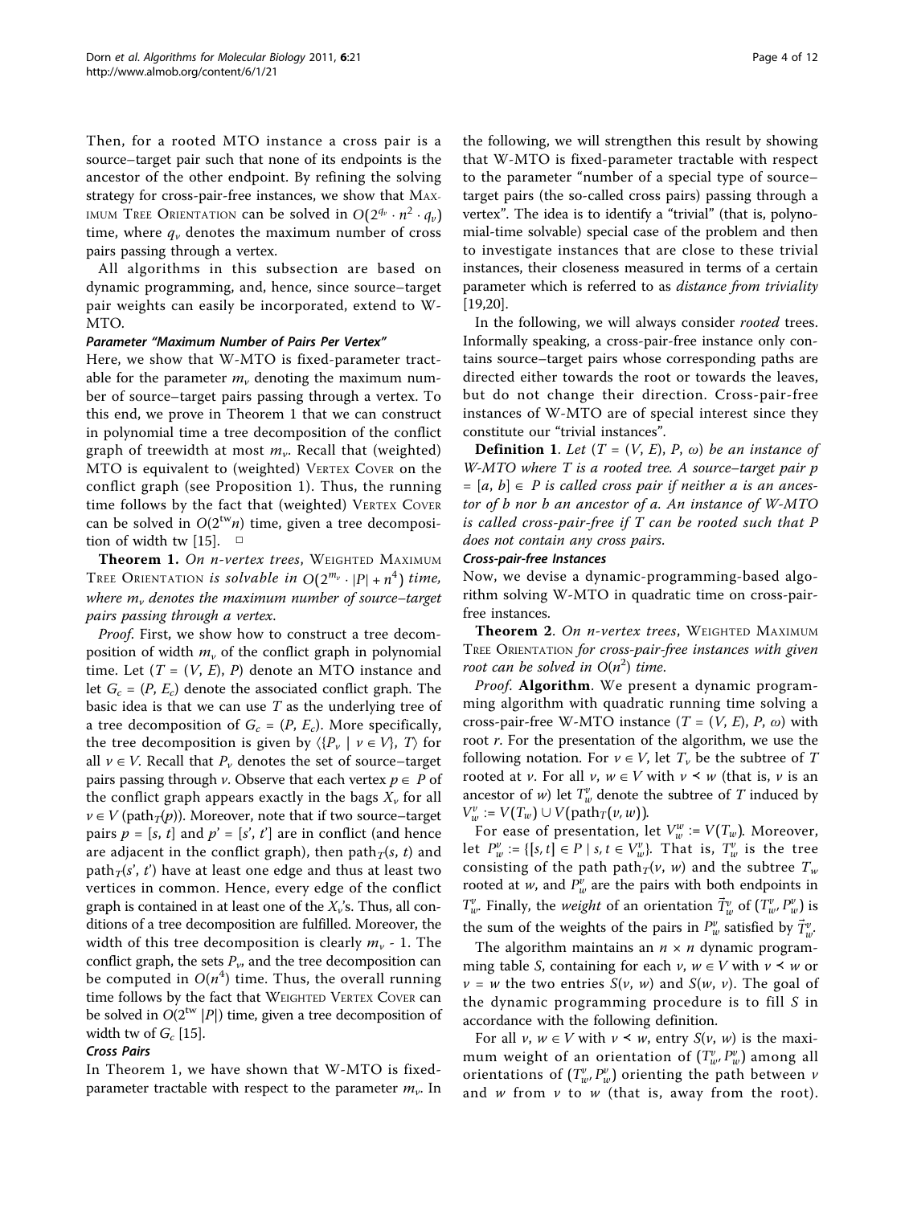Then, for a rooted MTO instance a cross pair is a source–target pair such that none of its endpoints is the ancestor of the other endpoint. By refining the solving strategy for cross-pair-free instances, we show that MAXIMUM TREE ORIENTATION can be solved in $O(2^{q_v} \cdot n^2 \cdot q_v)$ time, where $q_v$ denotes the maximum number of cross pairs passing through a vertex.

All algorithms in this subsection are based on dynamic programming, and, hence, since source–target pair weights can easily be incorporated, extend to W-MTO.

#### *Parameter "Maximum Number of Pairs Per Vertex"*

Here, we show that W-MTO is fixed-parameter tractable for the parameter $m_v$ denoting the maximum number of source–target pairs passing through a vertex. To this end, we prove in Theorem 1 that we can construct in polynomial time a tree decomposition of the conflict graph of treewidth at most $m_v$. Recall that (weighted) MTO is equivalent to (weighted) VERTEX COVER on the conflict graph (see Proposition 1). Thus, the running time follows by the fact that (weighted) VERTEX COVER can be solved in $O(2^{\text{tw}}n)$ time, given a tree decomposition of width tw [15]. □

**Theorem 1.** *On n-vertex trees,* WEIGHTED MAXIMUM TREE ORIENTATION *is solvable in* $O(2^{m_v} \cdot |P| + n^4)$ *time, where* $m_v$ *denotes the maximum number of source–target pairs passing through a vertex.*

*Proof.* First, we show how to construct a tree decomposition of width $m_v$ of the conflict graph in polynomial time. Let $(T = (V, E), P)$ denote an MTO instance and let $G_c = (P, E_c)$ denote the associated conflict graph. The basic idea is that we can use $T$ as the underlying tree of a tree decomposition of $G_c = (P, E_c)$. More specifically, the tree decomposition is given by $\langle\{P_v \mid v \in V\}, T\rangle$ for all $v \in V$. Recall that $P_v$ denotes the set of source–target pairs passing through $v$. Observe that each vertex $p \in P$ of the conflict graph appears exactly in the bags $X_v$ for all $v \in V$ (path$_T(p)$). Moreover, note that if two source–target pairs $p = [s, t]$ and $p' = [s', t']$ are in conflict (and hence are adjacent in the conflict graph), then path$_T(s, t)$ and path$_T(s', t')$ have at least one edge and thus at least two vertices in common. Hence, every edge of the conflict graph is contained in at least one of the $X_v$'s. Thus, all conditions of a tree decomposition are fulfilled. Moreover, the width of this tree decomposition is clearly $m_v$ - 1. The conflict graph, the sets $P_v$, and the tree decomposition can be computed in $O(n^4)$ time. Thus, the overall running time follows by the fact that WEIGHTED VERTEX COVER can be solved in $O(2^{\text{tw}} |P|)$ time, given a tree decomposition of width tw of $G_c$ [15].

#### *Cross Pairs*

In Theorem 1, we have shown that W-MTO is fixed-parameter tractable with respect to the parameter $m_v$. In the following, we will strengthen this result by showing that W-MTO is fixed-parameter tractable with respect to the parameter "number of a special type of source–target pairs (the so-called cross pairs) passing through a vertex". The idea is to identify a "trivial" (that is, polynomial-time solvable) special case of the problem and then to investigate instances that are close to these trivial instances, their closeness measured in terms of a certain parameter which is referred to as *distance from triviality* [19,20].

In the following, we will always consider *rooted* trees. Informally speaking, a cross-pair-free instance only contains source–target pairs whose corresponding paths are directed either towards the root or towards the leaves, but do not change their direction. Cross-pair-free instances of W-MTO are of special interest since they constitute our "trivial instances".

**Definition 1**. *Let $(T = (V, E), P, \omega)$ be an instance of W-MTO where T is a rooted tree. A source–target pair $p = [a, b] \in P$ is called cross pair if neither a is an ancestor of b nor b an ancestor of a. An instance of W-MTO is called cross-pair-free if T can be rooted such that P does not contain any cross pairs.*

#### *Cross-pair-free Instances*

Now, we devise a dynamic-programming-based algorithm solving W-MTO in quadratic time on cross-pair-free instances.

**Theorem 2**. *On n-vertex trees,* WEIGHTED MAXIMUM TREE ORIENTATION *for cross-pair-free instances with given root can be solved in* $O(n^2)$ *time.*

*Proof.* **Algorithm**. We present a dynamic programming algorithm with quadratic running time solving a cross-pair-free W-MTO instance $(T = (V, E), P, \omega)$ with root $r$. For the presentation of the algorithm, we use the following notation. For $v \in V$, let $T_v$ be the subtree of $T$ rooted at $v$. For all $v, w \in V$ with $v \prec w$ (that is, $v$ is an ancestor of $w$) let $T_w^v$ denote the subtree of $T$ induced by $V_w^v := V(T_w) \cup V(\text{path}_T(v, w))$.

For ease of presentation, let $V_w^w := V(T_w)$. Moreover, let $P_w^v := \{[s, t] \in P \mid s, t \in V_w^v\}$. That is, $T_w^v$ is the tree consisting of the path path$_T(v, w)$ and the subtree $T_w$ rooted at $w$, and $P_w^v$ are the pairs with both endpoints in $T_w^v$. Finally, the *weight* of an orientation $\vec{T}_w^v$ of $(T_w^v, P_w^v)$ is the sum of the weights of the pairs in $P_w^v$ satisfied by $\vec{T}_w^v$.

The algorithm maintains an $n \times n$ dynamic programming table $S$, containing for each $v, w \in V$ with $v \prec w$ or $v = w$ the two entries $S(v, w)$ and $S(w, v)$. The goal of the dynamic programming procedure is to fill $S$ in accordance with the following definition.

For all $v, w \in V$ with $v \prec w$, entry $S(v, w)$ is the maximum weight of an orientation of $(T_w^v, P_w^v)$ among all orientations of $(T_w^v, P_w^v)$ orienting the path between $v$ and $w$ from $v$ to $w$ (that is, away from the root).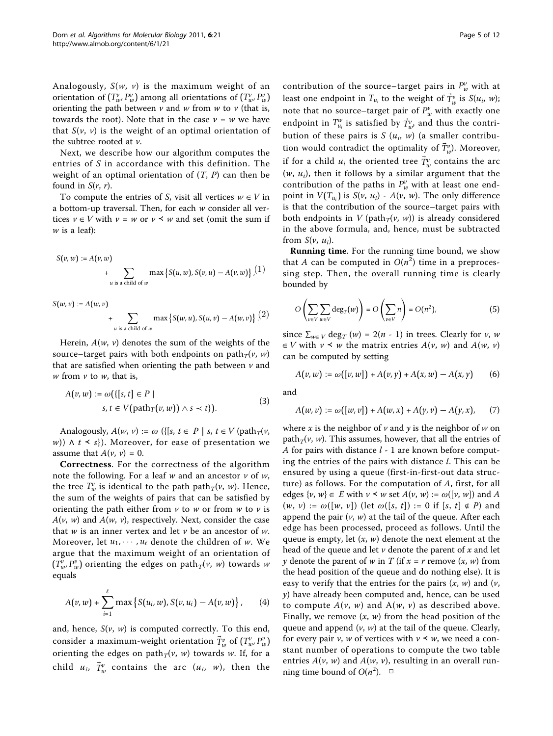Analogously, $S(w, v)$ is the maximum weight of an orientation of $(T_w^v, P_w^v)$ among all orientations of $(T_w^v, P_w^v)$ orienting the path between $v$ and $w$ from $w$ to $v$ (that is, towards the root). Note that in the case $v = w$ we have that $S(v, v)$ is the weight of an optimal orientation of the subtree rooted at $v$.

Next, we describe how our algorithm computes the entries of $S$ in accordance with this definition. The weight of an optimal orientation of $(T, P)$ can then be found in $S(r, r)$.

To compute the entries of $S$, visit all vertices $w \in V$ in a bottom-up traversal. Then, for each $w$ consider all vertices $v \in V$ with $v = w$ or $v \prec w$ and set (omit the sum if $w$ is a leaf):

$$S(v,w) := A(v,w) + \sum_{u \text{ is a child of } w} \max\left\{S(u,w), S(v,u) - A(v,w)\right\}, \quad (1)$$

$$S(w,v) := A(w,v) + \sum_{u \text{ is a child of } w} \max\left\{S(w,u), S(u,v) - A(w,v)\right\}. \quad (2)$$

Herein, $A(w, v)$ denotes the sum of the weights of the source–target pairs with both endpoints on $\text{path}_T(v, w)$ that are satisfied when orienting the path between $v$ and $w$ from $v$ to $w$, that is,

$$A(v,w) := \omega(\{[s,t] \in P \mid s,t \in V(\text{path}_T(v,w)) \wedge s \prec t\}). \quad (3)$$

Analogously, $A(w, v) := \omega$ $(\{[s, t \in P \mid s, t \in V(\text{path}_T(v, w)) \wedge t \prec s\})$. Moreover, for ease of presentation we assume that $A(v, v) = 0$.

**Correctness**. For the correctness of the algorithm note the following. For a leaf $w$ and an ancestor $v$ of $w$, the tree $T_w^v$ is identical to the path $\text{path}_T(v, w)$. Hence, the sum of the weights of pairs that can be satisfied by orienting the path either from $v$ to $w$ or from $w$ to $v$ is $A(v, w)$ and $A(w, v)$, respectively. Next, consider the case that $w$ is an inner vertex and let $v$ be an ancestor of $w$. Moreover, let $u_1, \cdots, u_\ell$ denote the children of $w$. We argue that the maximum weight of an orientation of $(T_w^v, P_w^v)$ orienting the edges on $\text{path}_T(v, w)$ towards $w$ equals

$$A(v,w) + \sum_{i=1}^{\ell} \max\left\{S(u_i,w), S(v,u_i) - A(v,w)\right\}, \quad (4)$$

and, hence, $S(v, w)$ is computed correctly. To this end, consider a maximum-weight orientation $\vec{T}_w^v$ of $(T_w^v, P_w^v)$ orienting the edges on $\text{path}_T(v, w)$ towards $w$. If, for a child $u_i$, $\vec{T}_w^v$ contains the arc $(u_i, w)$, then the contribution of the source–target pairs in $P_w^v$ with at least one endpoint in $T_{u_i}$ to the weight of $\vec{T}_w^v$ is $S(u_i, w)$; note that no source–target pair of $P_w^v$ with exactly one endpoint in $T_{u_i}^w$ is satisfied by $\vec{T}_w^v$, and thus the contribution of these pairs is $S(u_i, w)$ (a smaller contribution would contradict the optimality of $\vec{T}_w^v$). Moreover, if for a child $u_i$ the oriented tree $\vec{T}_w^v$ contains the arc $(w, u_i)$, then it follows by a similar argument that the contribution of the paths in $P_w^v$ with at least one endpoint in $V(T_{u_i})$ is $S(v, u_i)$ - $A(v, w)$. The only difference is that the contribution of the source–target pairs with both endpoints in $V(\text{path}_T(v, w))$ is already considered in the above formula, and, hence, must be subtracted from $S(v, u_i)$.

**Running time**. For the running time bound, we show that $A$ can be computed in $O(n^2)$ time in a preprocessing step. Then, the overall running time is clearly bounded by

$$O\left(\sum_{v \in V}\sum_{w \in V} \deg_T(w)\right) = O\left(\sum_{v \in V} n\right) = O(n^2), \quad (5)$$

since $\sum_{w \in V} \deg_T(w) = 2(n - 1)$ in trees. Clearly for $v$, $w \in V$ with $v \prec w$ the matrix entries $A(v, w)$ and $A(w, v)$ can be computed by setting

$$A(v,w) := \omega([v,w]) + A(v,y) + A(x,w) - A(x,y) \quad (6)$$

and

$$A(w,v) := \omega([w,v]) + A(w,x) + A(y,v) - A(y,x), \quad (7)$$

where $x$ is the neighbor of $v$ and $y$ is the neighbor of $w$ on $\text{path}_T(v, w)$. This assumes, however, that all the entries of $A$ for pairs with distance $l$ - 1 are known before computing the entries of the pairs with distance $l$. This can be ensured by using a queue (first-in-first-out data structure) as follows. For the computation of $A$, first, for all edges $\{v, w\} \in E$ with $v \prec w$ set $A(v, w) := \omega([v, w])$ and $A(w, v) := \omega([w, v])$ (let $\omega([s, t]) := 0$ if $[s, t] \notin P$) and append the pair $(v, w)$ at the tail of the queue. After each edge has been processed, proceed as follows. Until the queue is empty, let $(x, w)$ denote the next element at the head of the queue and let $v$ denote the parent of $x$ and let $y$ denote the parent of $w$ in $T$ (if $x = r$ remove $(x, w)$ from the head position of the queue and do nothing else). It is easy to verify that the entries for the pairs $(x, w)$ and $(v, y)$ have already been computed and, hence, can be used to compute $A(v, w)$ and $A(w, v)$ as described above. Finally, we remove $(x, w)$ from the head position of the queue and append $(v, w)$ at the tail of the queue. Clearly, for every pair $v$, $w$ of vertices with $v \prec w$, we need a constant number of operations to compute the two table entries $A(v, w)$ and $A(w, v)$, resulting in an overall running time bound of $O(n^2)$. □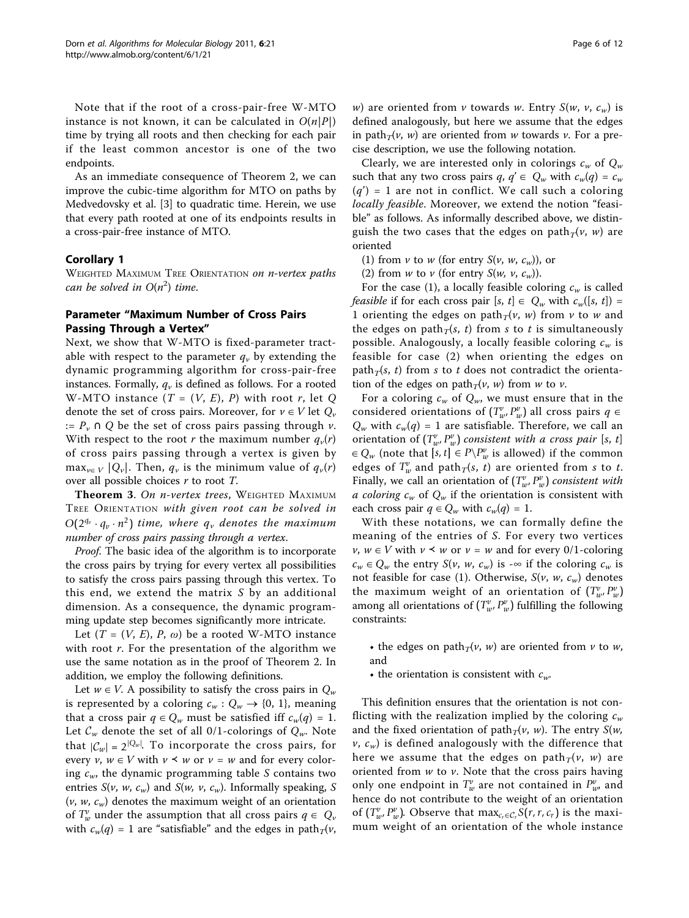Note that if the root of a cross-pair-free W-MTO instance is not known, it can be calculated in $O(n|P|)$ time by trying all roots and then checking for each pair if the least common ancestor is one of the two endpoints.

As an immediate consequence of Theorem 2, we can improve the cubic-time algorithm for MTO on paths by Medvedovsky et al. [3] to quadratic time. Herein, we use that every path rooted at one of its endpoints results in a cross-pair-free instance of MTO.

### Corollary 1

Weighted Maximum Tree Orientation *on n-vertex paths can be solved in* $O(n^2)$ *time.*

## Parameter "Maximum Number of Cross Pairs Passing Through a Vertex"

Next, we show that W-MTO is fixed-parameter tractable with respect to the parameter $q_v$ by extending the dynamic programming algorithm for cross-pair-free instances. Formally, $q_v$ is defined as follows. For a rooted W-MTO instance ($T = (V, E)$, $P$) with root $r$, let $Q$ denote the set of cross pairs. Moreover, for $v \in V$ let $Q_v := P_v \cap Q$ be the set of cross pairs passing through $v$. With respect to the root $r$ the maximum number $q_v(r)$ of cross pairs passing through a vertex is given by $\max_{v \in V} |Q_v|$. Then, $q_v$ is the minimum value of $q_v(r)$ over all possible choices $r$ to root $T$.

**Theorem 3**. *On n-vertex trees,* Weighted Maximum Tree Orientation *with given root can be solved in* $O(2^{q_v} \cdot q_v \cdot n^2)$ *time, where* $q_v$ *denotes the maximum number of cross pairs passing through a vertex.*

*Proof.* The basic idea of the algorithm is to incorporate the cross pairs by trying for every vertex all possibilities to satisfy the cross pairs passing through this vertex. To this end, we extend the matrix $S$ by an additional dimension. As a consequence, the dynamic programming update step becomes significantly more intricate.

Let ($T = (V, E)$, $P$, $\omega$) be a rooted W-MTO instance with root $r$. For the presentation of the algorithm we use the same notation as in the proof of Theorem 2. In addition, we employ the following definitions.

Let $w \in V$. A possibility to satisfy the cross pairs in $Q_w$ is represented by a coloring $c_w : Q_w \to \{0, 1\}$, meaning that a cross pair $q \in Q_w$ must be satisfied iff $c_w(q) = 1$. Let $\mathcal{C}_w$ denote the set of all 0/1-colorings of $Q_w$. Note that $|\mathcal{C}_w| = 2^{|Q_w|}$. To incorporate the cross pairs, for every $v, w \in V$ with $v \prec w$ or $v = w$ and for every coloring $c_w$, the dynamic programming table $S$ contains two entries $S(v, w, c_w)$ and $S(w, v, c_w)$. Informally speaking, $S(v, w, c_w)$ denotes the maximum weight of an orientation of $T_w^v$ under the assumption that all cross pairs $q \in Q_v$ with $c_w(q) = 1$ are "satisfiable" and the edges in path$_T(v, w)$ are oriented from $v$ towards $w$. Entry $S(w, v, c_w)$ is defined analogously, but here we assume that the edges in path$_T(v, w)$ are oriented from $w$ towards $v$. For a precise description, we use the following notation.

Clearly, we are interested only in colorings $c_w$ of $Q_w$ such that any two cross pairs $q, q' \in Q_w$ with $c_w(q) = c_w(q') = 1$ are not in conflict. We call such a coloring *locally feasible*. Moreover, we extend the notion "feasible" as follows. As informally described above, we distinguish the two cases that the edges on path$_T(v, w)$ are oriented

(1) from $v$ to $w$ (for entry $S(v, w, c_w)$), or

(2) from $w$ to $v$ (for entry $S(w, v, c_w)$).

For the case (1), a locally feasible coloring $c_w$ is called *feasible* if for each cross pair $[s, t] \in Q_w$ with $c_w([s, t]) = 1$ orienting the edges on path$_T(v, w)$ from $v$ to $w$ and the edges on path$_T(s, t)$ from $s$ to $t$ is simultaneously possible. Analogously, a locally feasible coloring $c_w$ is feasible for case (2) when orienting the edges on path$_T(s, t)$ from $s$ to $t$ does not contradict the orientation of the edges on path$_T(v, w)$ from $w$ to $v$.

For a coloring $c_w$ of $Q_w$, we must ensure that in the considered orientations of $(T_w^v, P_w^v)$ all cross pairs $q \in Q_w$ with $c_w(q) = 1$ are satisfiable. Therefore, we call an orientation of $(T_w^v, P_w^v)$ *consistent with a cross pair* $[s, t] \in Q_w$ (note that $[s, t] \in P \setminus P_w^v$ is allowed) if the common edges of $T_w^v$ and path$_T(s, t)$ are oriented from $s$ to $t$. Finally, we call an orientation of $(T_w^v, P_w^v)$ *consistent with a coloring* $c_w$ of $Q_w$ if the orientation is consistent with each cross pair $q \in Q_w$ with $c_w(q) = 1$.

With these notations, we can formally define the meaning of the entries of $S$. For every two vertices $v, w \in V$ with $v \prec w$ or $v = w$ and for every 0/1-coloring $c_w \in Q_w$ the entry $S(v, w, c_w)$ is $-\infty$ if the coloring $c_w$ is not feasible for case (1). Otherwise, $S(v, w, c_w)$ denotes the maximum weight of an orientation of $(T_w^v, P_w^v)$ among all orientations of $(T_w^v, P_w^v)$ fulfilling the following constraints:

- the edges on path$_T(v, w)$ are oriented from $v$ to $w$, and
- the orientation is consistent with $c_w$.

This definition ensures that the orientation is not conflicting with the realization implied by the coloring $c_w$ and the fixed orientation of path$_T(v, w)$. The entry $S(w, v, c_w)$ is defined analogously with the difference that here we assume that the edges on path$_T(v, w)$ are oriented from $w$ to $v$. Note that the cross pairs having only one endpoint in $T_w^v$ are not contained in $P_w^v$, and hence do not contribute to the weight of an orientation of $(T_w^v, P_w^v)$. Observe that $\max_{c_r \in \mathcal{C}_r} S(r, r, c_r)$ is the maximum weight of an orientation of the whole instance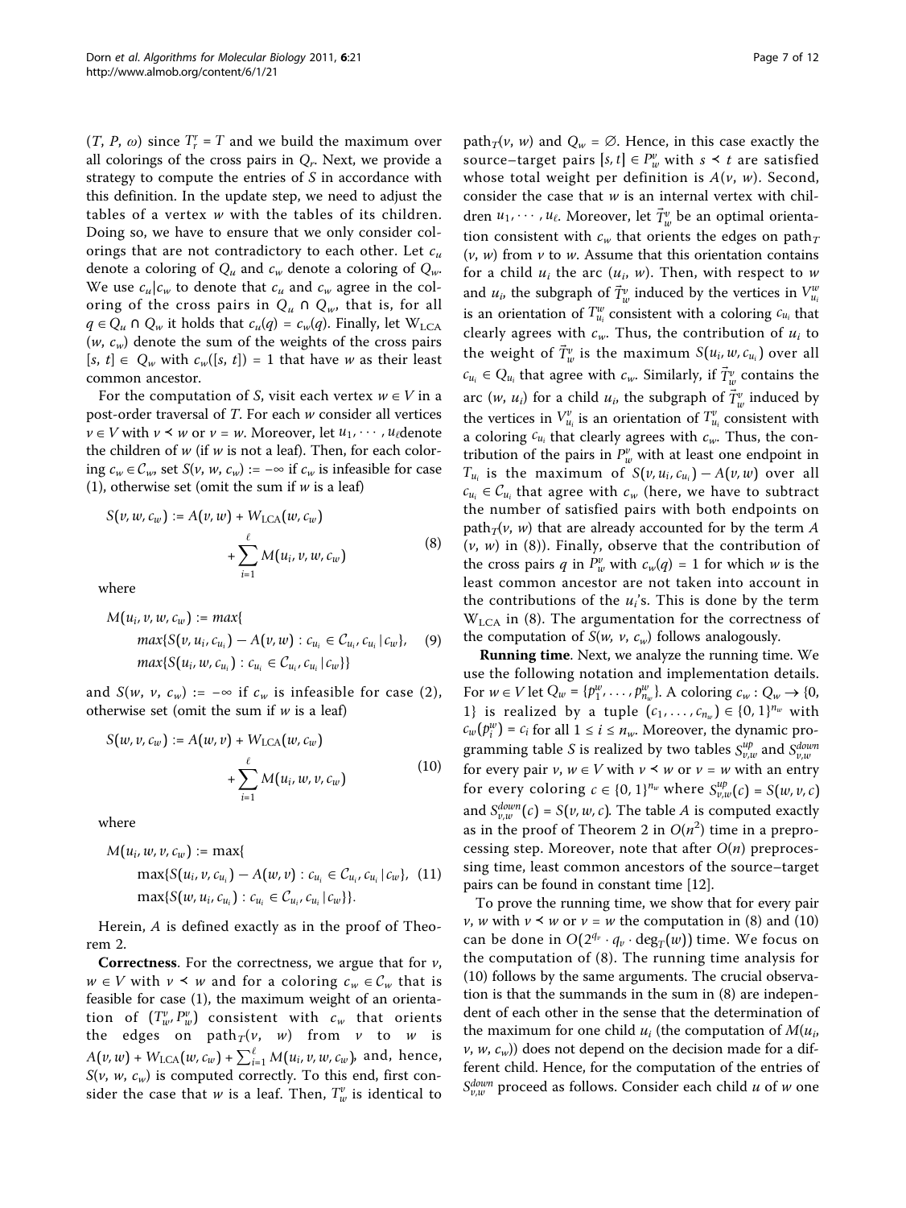$(T, P, \omega)$ since $T_r^r = T$ and we build the maximum over all colorings of the cross pairs in $Q_r$. Next, we provide a strategy to compute the entries of $S$ in accordance with this definition. In the update step, we need to adjust the tables of a vertex $w$ with the tables of its children. Doing so, we have to ensure that we only consider colorings that are not contradictory to each other. Let $c_u$ denote a coloring of $Q_u$ and $c_w$ denote a coloring of $Q_w$. We use $c_u|c_w$ to denote that $c_u$ and $c_w$ agree in the coloring of the cross pairs in $Q_u \cap Q_w$, that is, for all $q \in Q_u \cap Q_w$ it holds that $c_u(q) = c_w(q)$. Finally, let $\mathrm{W_{LCA}}(w, c_w)$ denote the sum of the weights of the cross pairs $[s, t] \in Q_w$ with $c_w([s, t]) = 1$ that have $w$ as their least common ancestor.

For the computation of $S$, visit each vertex $w \in V$ in a post-order traversal of $T$. For each $w$ consider all vertices $v \in V$ with $v \prec w$ or $v = w$. Moreover, let $u_1, \cdots, u_\ell$ denote the children of $w$ (if $w$ is not a leaf). Then, for each coloring $c_w \in \mathcal{C}_w$, set $S(v, w, c_w) := -\infty$ if $c_w$ is infeasible for case (1), otherwise set (omit the sum if $w$ is a leaf)

$$S(v, w, c_w) := A(v, w) + \mathrm{W_{LCA}}(w, c_w) + \sum_{i=1}^{\ell} M(u_i, v, w, c_w) \tag{8}$$

where

$$M(u_i, v, w, c_w) := \max\{ \max\{S(v, u_i, c_{u_i}) - A(v, w) : c_{u_i} \in \mathcal{C}_{u_i}, c_{u_i}|c_w\}, \max\{S(u_i, w, c_{u_i}) : c_{u_i} \in \mathcal{C}_{u_i}, c_{u_i}|c_w\}\} \tag{9}$$

and $S(w, v, c_w) := -\infty$ if $c_w$ is infeasible for case (2), otherwise set (omit the sum if $w$ is a leaf)

$$S(w, v, c_w) := A(w, v) + \mathrm{W_{LCA}}(w, c_w) + \sum_{i=1}^{\ell} M(u_i, w, v, c_w) \tag{10}$$

where

$$M(u_i, w, v, c_w) := \max\{ \max\{S(u_i, v, c_{u_i}) - A(w, v) : c_{u_i} \in \mathcal{C}_{u_i}, c_{u_i}|c_w\}, \max\{S(w, u_i, c_{u_i}) : c_{u_i} \in \mathcal{C}_{u_i}, c_{u_i}|c_w\}\}. \tag{11}$$

Herein, $A$ is defined exactly as in the proof of Theorem 2.

**Correctness**. For the correctness, we argue that for $v, w \in V$ with $v \prec w$ and for a coloring $c_w \in \mathcal{C}_w$ that is feasible for case (1), the maximum weight of an orientation of $(T_w^v, P_w^v)$ consistent with $c_w$ that orients the edges on $\mathrm{path}_T(v, w)$ from $v$ to $w$ is $A(v,w) + \mathrm{W_{LCA}}(w, c_w) + \sum_{i=1}^{\ell} M(u_i, v, w, c_w)$, and, hence, $S(v, w, c_w)$ is computed correctly. To this end, first consider the case that $w$ is a leaf. Then, $T_w^v$ is identical to $\mathrm{path}_T(v, w)$ and $Q_w = \emptyset$. Hence, in this case exactly the source–target pairs $[s, t] \in P_w^v$ with $s \prec t$ are satisfied whose total weight per definition is $A(v, w)$. Second, consider the case that $w$ is an internal vertex with children $u_1, \cdots, u_\ell$. Moreover, let $\vec{T}_w^v$ be an optimal orientation consistent with $c_w$ that orients the edges on $\mathrm{path}_T(v, w)$ from $v$ to $w$. Assume that this orientation contains for a child $u_i$ the arc $(u_i, w)$. Then, with respect to $w$ and $u_i$, the subgraph of $\vec{T}_w^v$ induced by the vertices in $V_{u_i}^w$ is an orientation of $T_{u_i}^w$ consistent with a coloring $c_{u_i}$ that clearly agrees with $c_w$. Thus, the contribution of $u_i$ to the weight of $\vec{T}_w^v$ is the maximum $S(u_i, w, c_{u_i})$ over all $c_{u_i} \in Q_{u_i}$ that agree with $c_w$. Similarly, if $\vec{T}_w^v$ contains the arc $(w, u_i)$ for a child $u_i$, the subgraph of $\vec{T}_w^v$ induced by the vertices in $V_{u_i}^v$ is an orientation of $T_{u_i}^v$ consistent with a coloring $c_{u_i}$ that clearly agrees with $c_w$. Thus, the contribution of the pairs in $P_w^v$ with at least one endpoint in $T_{u_i}$ is the maximum of $S(v, u_i, c_{u_i}) - A(v, w)$ over all $c_{u_i} \in \mathcal{C}_{u_i}$ that agree with $c_w$ (here, we have to subtract the number of satisfied pairs with both endpoints on $\mathrm{path}_T(v, w)$ that are already accounted for by the term $A(v, w)$ in (8)). Finally, observe that the contribution of the cross pairs $q$ in $P_w^v$ with $c_w(q) = 1$ for which $w$ is the least common ancestor are not taken into account in the contributions of the $u_i$'s. This is done by the term $\mathrm{W_{LCA}}$ in (8). The argumentation for the correctness of the computation of $S(w, v, c_w)$ follows analogously.

**Running time**. Next, we analyze the running time. We use the following notation and implementation details. For $w \in V$ let $Q_w = \{p_1^w, \ldots, p_{n_w}^w\}$. A coloring $c_w : Q_w \to \{0, 1\}$ is realized by a tuple $(c_1, \ldots, c_{n_w}) \in \{0, 1\}^{n_w}$ with $c_w(p_i^w) = c_i$ for all $1 \le i \le n_w$. Moreover, the dynamic programming table $S$ is realized by two tables $S_{v,w}^{up}$ and $S_{v,w}^{down}$ for every pair $v, w \in V$ with $v \prec w$ or $v = w$ with an entry for every coloring $c \in \{0, 1\}^{n_w}$ where $S_{v,w}^{up}(c) = S(w, v, c)$ and $S_{v,w}^{down}(c) = S(v, w, c)$. The table $A$ is computed exactly as in the proof of Theorem 2 in $O(n^2)$ time in a preprocessing step. Moreover, note that after $O(n)$ preprocessing time, least common ancestors of the source–target pairs can be found in constant time [12].

To prove the running time, we show that for every pair $v, w$ with $v \prec w$ or $v = w$ the computation in (8) and (10) can be done in $O(2^{q_v} \cdot q_v \cdot \deg_T(w))$ time. We focus on the computation of (8). The running time analysis for (10) follows by the same arguments. The crucial observation is that the summands in the sum in (8) are independent of each other in the sense that the determination of the maximum for one child $u_i$ (the computation of $M(u_i, v, w, c_w)$) does not depend on the decision made for a different child. Hence, for the computation of the entries of $S_{v,w}^{down}$ proceed as follows. Consider each child $u$ of $w$ one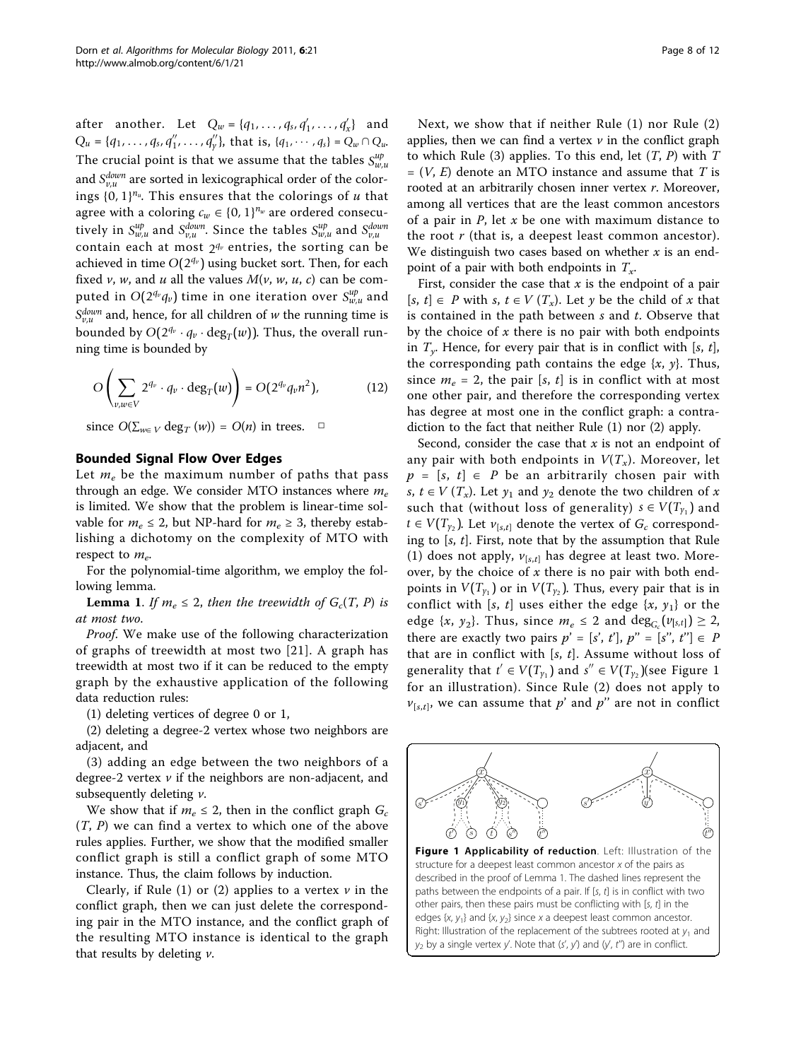after another. Let $Q_w = \{q_1, \ldots, q_s, q'_1, \ldots, q'_x\}$ and $Q_u = \{q_1, \ldots, q_s, q''_1, \ldots, q''_y\}$, that is, $\{q_1, \cdots, q_s\} = Q_w \cap Q_u$. The crucial point is that we assume that the tables $S^{up}_{w,u}$ and $S^{down}_{v,u}$ are sorted in lexicographical order of the colorings $\{0, 1\}^{n_u}$. This ensures that the colorings of $u$ that agree with a coloring $c_w \in \{0, 1\}^{n_w}$ are ordered consecutively in $S^{up}_{w,u}$ and $S^{down}_{v,u}$. Since the tables $S^{up}_{w,u}$ and $S^{down}_{v,u}$ contain each at most $2^{q_v}$ entries, the sorting can be achieved in time $O(2^{q_v})$ using bucket sort. Then, for each fixed $v$, $w$, and $u$ all the values $M(v, w, u, c)$ can be computed in $O(2^{q_v} q_v)$ time in one iteration over $S^{up}_{w,u}$ and $S^{down}_{v,u}$ and, hence, for all children of $w$ the running time is bounded by $O(2^{q_v} \cdot q_v \cdot \deg_T(w))$. Thus, the overall running time is bounded by

$$O\left(\sum_{v,w \in V} 2^{q_v} \cdot q_v \cdot \deg_T(w)\right) = O(2^{q_v} q_v n^2), \tag{12}$$

since $O(\sum_{w \in V} \deg_T(w)) = O(n)$ in trees. □

## Bounded Signal Flow Over Edges

Let $m_e$ be the maximum number of paths that pass through an edge. We consider MTO instances where $m_e$ is limited. We show that the problem is linear-time solvable for $m_e \leq 2$, but NP-hard for $m_e \geq 3$, thereby establishing a dichotomy on the complexity of MTO with respect to $m_e$.

For the polynomial-time algorithm, we employ the following lemma.

**Lemma 1**. *If $m_e \leq 2$, then the treewidth of $G_c(T, P)$ is at most two.*

*Proof*. We make use of the following characterization of graphs of treewidth at most two [21]. A graph has treewidth at most two if it can be reduced to the empty graph by the exhaustive application of the following data reduction rules:

(1) deleting vertices of degree 0 or 1,

(2) deleting a degree-2 vertex whose two neighbors are adjacent, and

(3) adding an edge between the two neighbors of a degree-2 vertex $v$ if the neighbors are non-adjacent, and subsequently deleting $v$.

We show that if $m_e \leq 2$, then in the conflict graph $G_c(T, P)$ we can find a vertex to which one of the above rules applies. Further, we show that the modified smaller conflict graph is still a conflict graph of some MTO instance. Thus, the claim follows by induction.

Clearly, if Rule (1) or (2) applies to a vertex $v$ in the conflict graph, then we can just delete the corresponding pair in the MTO instance, and the conflict graph of the resulting MTO instance is identical to the graph that results by deleting $v$.

Next, we show that if neither Rule (1) nor Rule (2) applies, then we can find a vertex $v$ in the conflict graph to which Rule (3) applies. To this end, let $(T, P)$ with $T = (V, E)$ denote an MTO instance and assume that $T$ is rooted at an arbitrarily chosen inner vertex $r$. Moreover, among all vertices that are the least common ancestors of a pair in $P$, let $x$ be one with maximum distance to the root $r$ (that is, a deepest least common ancestor). We distinguish two cases based on whether $x$ is an endpoint of a pair with both endpoints in $T_x$.

First, consider the case that $x$ is the endpoint of a pair $[s, t] \in P$ with $s, t \in V(T_x)$. Let $y$ be the child of $x$ that is contained in the path between $s$ and $t$. Observe that by the choice of $x$ there is no pair with both endpoints in $T_y$. Hence, for every pair that is in conflict with $[s, t]$, the corresponding path contains the edge $\{x, y\}$. Thus, since $m_e = 2$, the pair $[s, t]$ is in conflict with at most one other pair, and therefore the corresponding vertex has degree at most one in the conflict graph: a contradiction to the fact that neither Rule (1) nor (2) apply.

Second, consider the case that $x$ is not an endpoint of any pair with both endpoints in $V(T_x)$. Moreover, let $p = [s, t] \in P$ be an arbitrarily chosen pair with $s, t \in V(T_x)$. Let $y_1$ and $y_2$ denote the two children of $x$ such that (without loss of generality) $s \in V(T_{y_1})$ and $t \in V(T_{y_2})$. Let $v_{[s,t]}$ denote the vertex of $G_c$ corresponding to $[s, t]$. First, note that by the assumption that Rule (1) does not apply, $v_{[s,t]}$ has degree at least two. Moreover, by the choice of $x$ there is no pair with both endpoints in $V(T_{y_1})$ or in $V(T_{y_2})$. Thus, every pair that is in conflict with $[s, t]$ uses either the edge $\{x, y_1\}$ or the edge $\{x, y_2\}$. Thus, since $m_e \leq 2$ and $\deg_{G_c}(v_{[s,t]}) \geq 2$, there are exactly two pairs $p' = [s', t']$, $p'' = [s'', t''] \in P$ that are in conflict with $[s, t]$. Assume without loss of generality that $t' \in V(T_{y_1})$ and $s'' \in V(T_{y_2})$(see Figure 1 for an illustration). Since Rule (2) does not apply to $v_{[s,t]}$, we can assume that $p'$ and $p''$ are not in conflict

**Figure 1 Applicability of reduction**. Left: Illustration of the structure for a deepest least common ancestor $x$ of the pairs as described in the proof of Lemma 1. The dashed lines represent the paths between the endpoints of a pair. If $[s, t]$ is in conflict with two other pairs, then these pairs must be conflicting with $[s, t]$ in the edges $\{x, y_1\}$ and $\{x, y_2\}$ since $x$ a deepest least common ancestor. Right: Illustration of the replacement of the subtrees rooted at $y_1$ and $y_2$ by a single vertex $y'$. Note that $(s', y')$ and $(y', t'')$ are in conflict.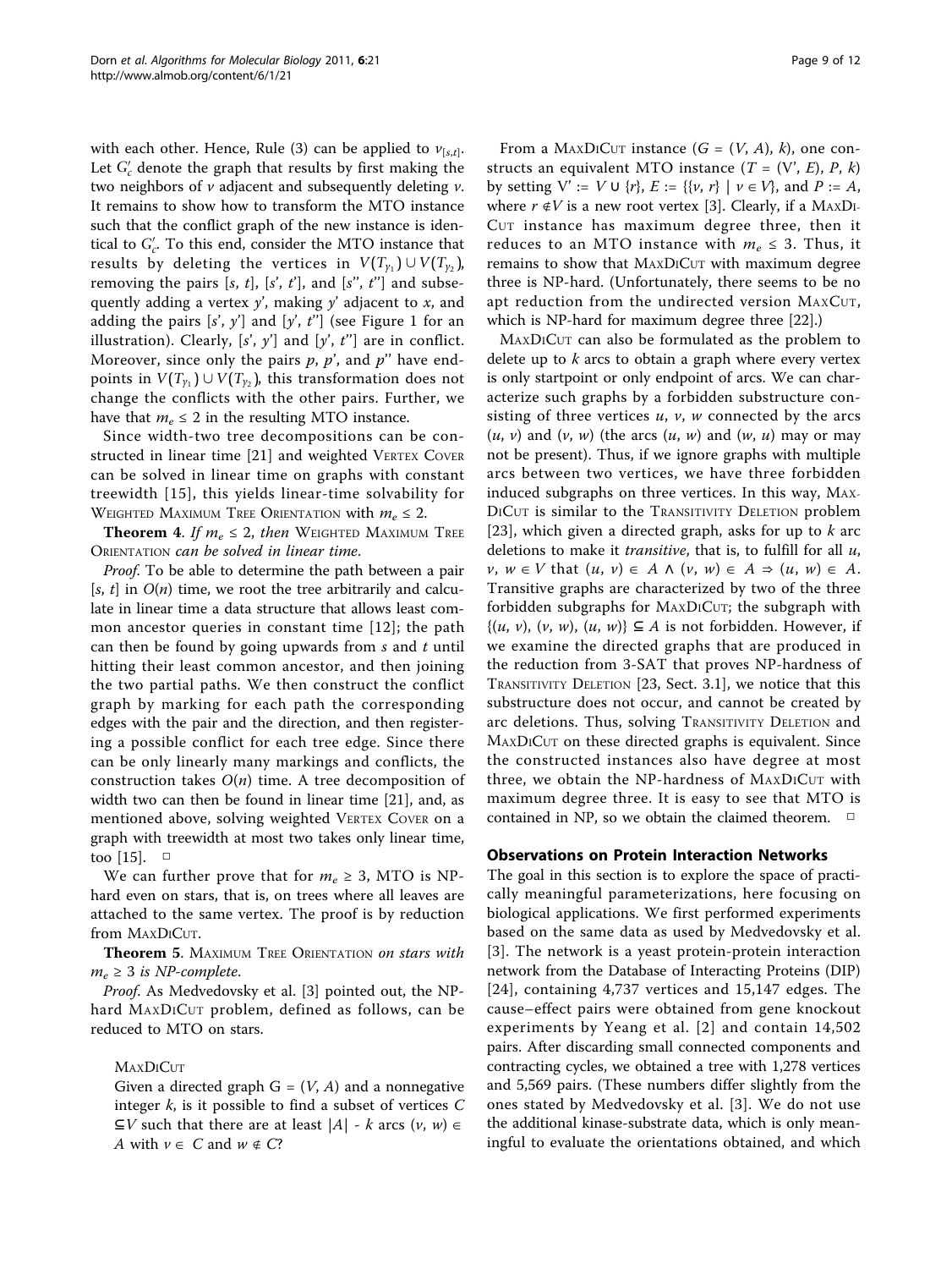with each other. Hence, Rule (3) can be applied to $v_{[s,t]}$. Let $G'_c$ denote the graph that results by first making the two neighbors of $v$ adjacent and subsequently deleting $v$. It remains to show how to transform the MTO instance such that the conflict graph of the new instance is identical to $G'_c$. To this end, consider the MTO instance that results by deleting the vertices in $V(T_{y_1}) \cup V(T_{y_2})$, removing the pairs $[s, t]$, $[s', t']$, and $[s'', t'']$ and subsequently adding a vertex $y'$, making $y'$ adjacent to $x$, and adding the pairs $[s', y']$ and $[y', t'']$ (see Figure 1 for an illustration). Clearly, $[s', y']$ and $[y', t'']$ are in conflict. Moreover, since only the pairs $p$, $p'$, and $p''$ have endpoints in $V(T_{y_1}) \cup V(T_{y_2})$, this transformation does not change the conflicts with the other pairs. Further, we have that $m_e \leq 2$ in the resulting MTO instance.

Since width-two tree decompositions can be constructed in linear time [21] and weighted VERTEX COVER can be solved in linear time on graphs with constant treewidth [15], this yields linear-time solvability for WEIGHTED MAXIMUM TREE ORIENTATION with $m_e \leq 2$.

**Theorem 4**. *If $m_e \leq 2$, then* WEIGHTED MAXIMUM TREE ORIENTATION *can be solved in linear time*.

*Proof*. To be able to determine the path between a pair $[s, t]$ in $O(n)$ time, we root the tree arbitrarily and calculate in linear time a data structure that allows least common ancestor queries in constant time [12]; the path can then be found by going upwards from $s$ and $t$ until hitting their least common ancestor, and then joining the two partial paths. We then construct the conflict graph by marking for each path the corresponding edges with the pair and the direction, and then registering a possible conflict for each tree edge. Since there can be only linearly many markings and conflicts, the construction takes $O(n)$ time. A tree decomposition of width two can then be found in linear time [21], and, as mentioned above, solving weighted VERTEX COVER on a graph with treewidth at most two takes only linear time, too [15]. □

We can further prove that for $m_e \geq 3$, MTO is NP-hard even on stars, that is, on trees where all leaves are attached to the same vertex. The proof is by reduction from MAXDICUT.

**Theorem 5**. MAXIMUM TREE ORIENTATION *on stars with $m_e \geq 3$ is NP-complete*.

*Proof*. As Medvedovsky et al. [3] pointed out, the NP-hard MAXDICUT problem, defined as follows, can be reduced to MTO on stars.

MAXDICUT

Given a directed graph $G = (V, A)$ and a nonnegative integer $k$, is it possible to find a subset of vertices $C \subseteq V$ such that there are at least $|A| - k$ arcs $(v, w) \in A$ with $v \in C$ and $w \notin C$?

From a MAXDICUT instance $(G = (V, A), k)$, one constructs an equivalent MTO instance $(T = (V', E), P, k)$ by setting $V' := V \cup \{r\}$, $E := \{\{v, r\} \mid v \in V\}$, and $P := A$, where $r \notin V$ is a new root vertex [3]. Clearly, if a MAXDICUT instance has maximum degree three, then it reduces to an MTO instance with $m_e \leq 3$. Thus, it remains to show that MAXDICUT with maximum degree three is NP-hard. (Unfortunately, there seems to be no apt reduction from the undirected version MAXCUT, which is NP-hard for maximum degree three [22].)

MAXDICUT can also be formulated as the problem to delete up to $k$ arcs to obtain a graph where every vertex is only startpoint or only endpoint of arcs. We can characterize such graphs by a forbidden substructure consisting of three vertices $u$, $v$, $w$ connected by the arcs $(u, v)$ and $(v, w)$ (the arcs $(u, w)$ and $(w, u)$ may or may not be present). Thus, if we ignore graphs with multiple arcs between two vertices, we have three forbidden induced subgraphs on three vertices. In this way, MAXDICUT is similar to the TRANSITIVITY DELETION problem [23], which given a directed graph, asks for up to $k$ arc deletions to make it *transitive*, that is, to fulfill for all $u$, $v$, $w \in V$ that $(u, v) \in A \wedge (v, w) \in A \Rightarrow (u, w) \in A$. Transitive graphs are characterized by two of the three forbidden subgraphs for MAXDICUT; the subgraph with $\{(u, v), (v, w), (u, w)\} \subseteq A$ is not forbidden. However, if we examine the directed graphs that are produced in the reduction from 3-SAT that proves NP-hardness of TRANSITIVITY DELETION [23, Sect. 3.1], we notice that this substructure does not occur, and cannot be created by arc deletions. Thus, solving TRANSITIVITY DELETION and MAXDICUT on these directed graphs is equivalent. Since the constructed instances also have degree at most three, we obtain the NP-hardness of MAXDICUT with maximum degree three. It is easy to see that MTO is contained in NP, so we obtain the claimed theorem. □

## Observations on Protein Interaction Networks

The goal in this section is to explore the space of practically meaningful parameterizations, here focusing on biological applications. We first performed experiments based on the same data as used by Medvedovsky et al. [3]. The network is a yeast protein-protein interaction network from the Database of Interacting Proteins (DIP) [24], containing 4,737 vertices and 15,147 edges. The cause–effect pairs were obtained from gene knockout experiments by Yeang et al. [2] and contain 14,502 pairs. After discarding small connected components and contracting cycles, we obtained a tree with 1,278 vertices and 5,569 pairs. (These numbers differ slightly from the ones stated by Medvedovsky et al. [3]. We do not use the additional kinase-substrate data, which is only meaningful to evaluate the orientations obtained, and which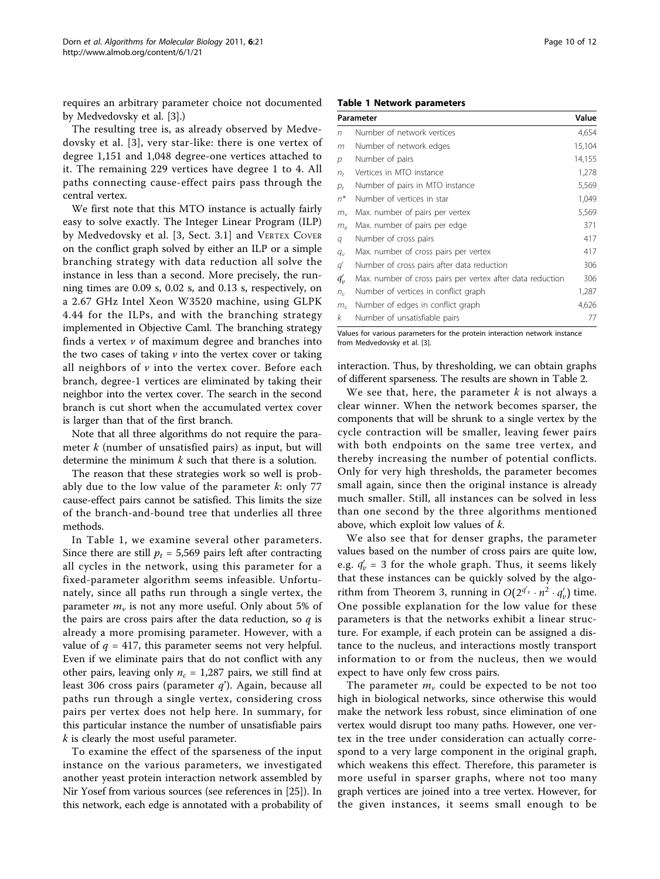requires an arbitrary parameter choice not documented by Medvedovsky et al. [3].)

The resulting tree is, as already observed by Medvedovsky et al. [3], very star-like: there is one vertex of degree 1,151 and 1,048 degree-one vertices attached to it. The remaining 229 vertices have degree 1 to 4. All paths connecting cause-effect pairs pass through the central vertex.

We first note that this MTO instance is actually fairly easy to solve exactly. The Integer Linear Program (ILP) by Medvedovsky et al. [3, Sect. 3.1] and VERTEX COVER on the conflict graph solved by either an ILP or a simple branching strategy with data reduction all solve the instance in less than a second. More precisely, the running times are 0.09 s, 0.02 s, and 0.13 s, respectively, on a 2.67 GHz Intel Xeon W3520 machine, using GLPK 4.44 for the ILPs, and with the branching strategy implemented in Objective Caml. The branching strategy finds a vertex $v$ of maximum degree and branches into the two cases of taking $v$ into the vertex cover or taking all neighbors of $v$ into the vertex cover. Before each branch, degree-1 vertices are eliminated by taking their neighbor into the vertex cover. The search in the second branch is cut short when the accumulated vertex cover is larger than that of the first branch.

Note that all three algorithms do not require the parameter $k$ (number of unsatisfied pairs) as input, but will determine the minimum $k$ such that there is a solution.

The reason that these strategies work so well is probably due to the low value of the parameter $k$: only 77 cause-effect pairs cannot be satisfied. This limits the size of the branch-and-bound tree that underlies all three methods.

In Table 1, we examine several other parameters. Since there are still $p_t = 5{,}569$ pairs left after contracting all cycles in the network, using this parameter for a fixed-parameter algorithm seems infeasible. Unfortunately, since all paths run through a single vertex, the parameter $m_v$ is not any more useful. Only about 5% of the pairs are cross pairs after the data reduction, so $q$ is already a more promising parameter. However, with a value of $q = 417$, this parameter seems not very helpful. Even if we eliminate pairs that do not conflict with any other pairs, leaving only $n_c = 1{,}287$ pairs, we still find at least 306 cross pairs (parameter $q'$). Again, because all paths run through a single vertex, considering cross pairs per vertex does not help here. In summary, for this particular instance the number of unsatisfiable pairs $k$ is clearly the most useful parameter.

To examine the effect of the sparseness of the input instance on the various parameters, we investigated another yeast protein interaction network assembled by Nir Yosef from various sources (see references in [25]). In this network, each edge is annotated with a probability of interaction. Thus, by thresholding, we can obtain graphs of different sparseness. The results are shown in Table 2.

**Table 1 Network parameters**

| Parameter | | Value |
|---|---|---|
| $n$ | Number of network vertices | 4,654 |
| $m$ | Number of network edges | 15,104 |
| $p$ | Number of pairs | 14,155 |
| $n_t$ | Vertices in MTO instance | 1,278 |
| $p_t$ | Number of pairs in MTO instance | 5,569 |
| $n^*$ | Number of vertices in star | 1,049 |
| $m_v$ | Max. number of pairs per vertex | 5,569 |
| $m_e$ | Max. number of pairs per edge | 371 |
| $q$ | Number of cross pairs | 417 |
| $q_v$ | Max. number of cross pairs per vertex | 417 |
| $q'$ | Number of cross pairs after data reduction | 306 |
| $q'_v$ | Max. number of cross pairs per vertex after data reduction | 306 |
| $n_c$ | Number of vertices in conflict graph | 1,287 |
| $m_c$ | Number of edges in conflict graph | 4,626 |
| $k$ | Number of unsatisfiable pairs | 77 |

Values for various parameters for the protein interaction network instance from Medvedovsky et al. [3].

We see that, here, the parameter $k$ is not always a clear winner. When the network becomes sparser, the components that will be shrunk to a single vertex by the cycle contraction will be smaller, leaving fewer pairs with both endpoints on the same tree vertex, and thereby increasing the number of potential conflicts. Only for very high thresholds, the parameter becomes small again, since then the original instance is already much smaller. Still, all instances can be solved in less than one second by the three algorithms mentioned above, which exploit low values of $k$.

We also see that for denser graphs, the parameter values based on the number of cross pairs are quite low, e.g. $q'_v = 3$ for the whole graph. Thus, it seems likely that these instances can be quickly solved by the algorithm from Theorem 3, running in $O(2^{q'_v} \cdot n^2 \cdot q'_v)$ time. One possible explanation for the low value for these parameters is that the networks exhibit a linear structure. For example, if each protein can be assigned a distance to the nucleus, and interactions mostly transport information to or from the nucleus, then we would expect to have only few cross pairs.

The parameter $m_v$ could be expected to be not too high in biological networks, since otherwise this would make the network less robust, since elimination of one vertex would disrupt too many paths. However, one vertex in the tree under consideration can actually correspond to a very large component in the original graph, which weakens this effect. Therefore, this parameter is more useful in sparser graphs, where not too many graph vertices are joined into a tree vertex. However, for the given instances, it seems small enough to be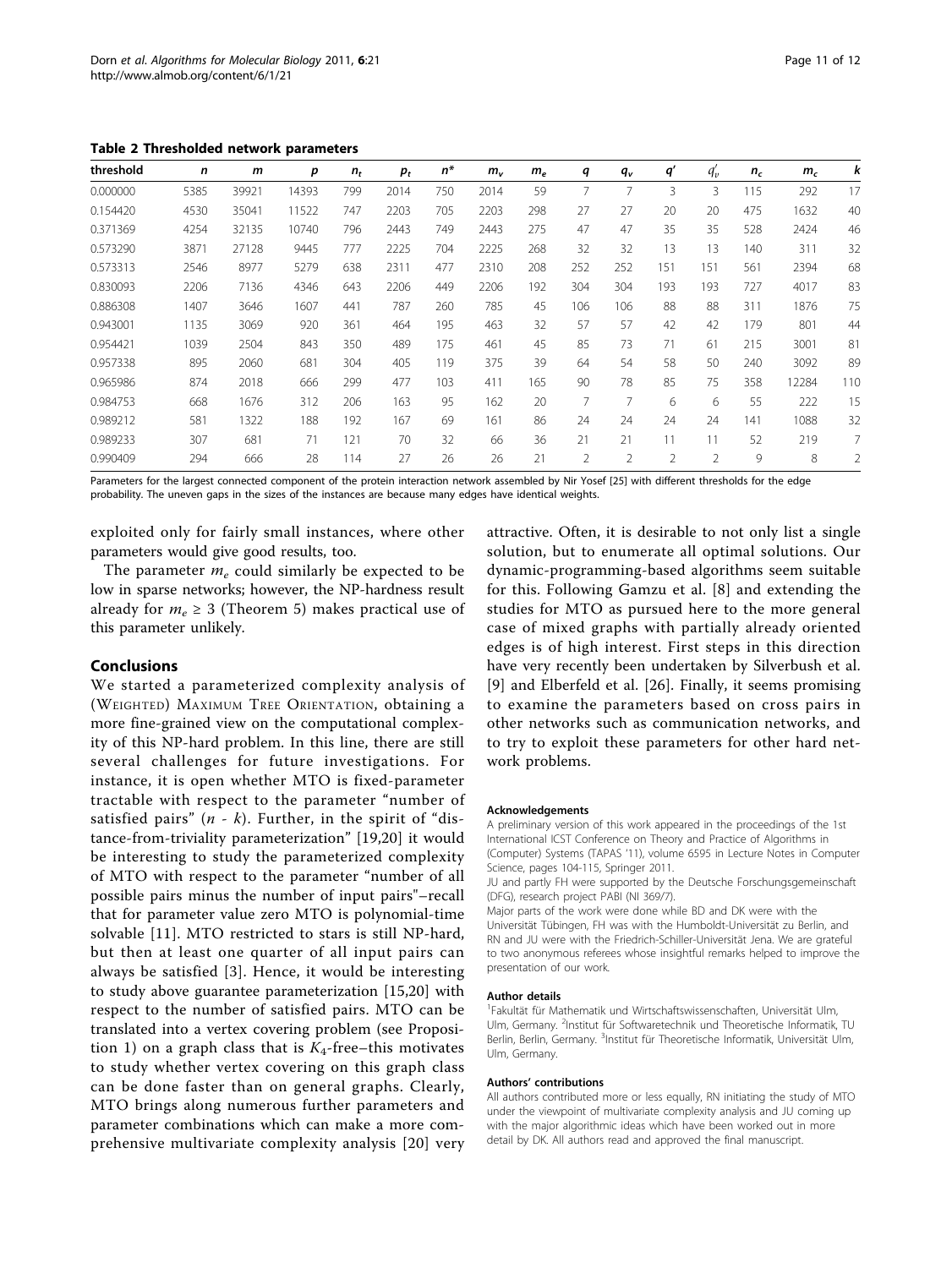**Table 2 Thresholded network parameters**

| threshold | $n$ | $m$ | $p$ | $n_t$ | $p_t$ | $n^*$ | $m_v$ | $m_e$ | $q$ | $q_v$ | $q'$ | $q'_v$ | $n_c$ | $m_c$ | $k$ |
|---|---|---|---|---|---|---|---|---|---|---|---|---|---|---|---|
| 0.000000 | 5385 | 39921 | 14393 | 799 | 2014 | 750 | 2014 | 59 | 7 | 7 | 3 | 3 | 115 | 292 | 17 |
| 0.154420 | 4530 | 35041 | 11522 | 747 | 2203 | 705 | 2203 | 298 | 27 | 27 | 20 | 20 | 475 | 1632 | 40 |
| 0.371369 | 4254 | 32135 | 10740 | 796 | 2443 | 749 | 2443 | 275 | 47 | 47 | 35 | 35 | 528 | 2424 | 46 |
| 0.573290 | 3871 | 27128 | 9445 | 777 | 2225 | 704 | 2225 | 268 | 32 | 32 | 13 | 13 | 140 | 311 | 32 |
| 0.573313 | 2546 | 8977 | 5279 | 638 | 2311 | 477 | 2310 | 208 | 252 | 252 | 151 | 151 | 561 | 2394 | 68 |
| 0.830093 | 2206 | 7136 | 4346 | 643 | 2206 | 449 | 2206 | 192 | 304 | 304 | 193 | 193 | 727 | 4017 | 83 |
| 0.886308 | 1407 | 3646 | 1607 | 441 | 787 | 260 | 785 | 45 | 106 | 106 | 88 | 88 | 311 | 1876 | 75 |
| 0.943001 | 1135 | 3069 | 920 | 361 | 464 | 195 | 463 | 32 | 57 | 57 | 42 | 42 | 179 | 801 | 44 |
| 0.954421 | 1039 | 2504 | 843 | 350 | 489 | 175 | 461 | 45 | 85 | 73 | 71 | 61 | 215 | 3001 | 81 |
| 0.957338 | 895 | 2060 | 681 | 304 | 405 | 119 | 375 | 39 | 64 | 54 | 58 | 50 | 240 | 3092 | 89 |
| 0.965986 | 874 | 2018 | 666 | 299 | 477 | 103 | 411 | 165 | 90 | 78 | 85 | 75 | 358 | 12284 | 110 |
| 0.984753 | 668 | 1676 | 312 | 206 | 163 | 95 | 162 | 20 | 7 | 7 | 6 | 6 | 55 | 222 | 15 |
| 0.989212 | 581 | 1322 | 188 | 192 | 167 | 69 | 161 | 86 | 24 | 24 | 24 | 24 | 141 | 1088 | 32 |
| 0.989233 | 307 | 681 | 71 | 121 | 70 | 32 | 66 | 36 | 21 | 21 | 11 | 11 | 52 | 219 | 7 |
| 0.990409 | 294 | 666 | 28 | 114 | 27 | 26 | 26 | 21 | 2 | 2 | 2 | 2 | 9 | 8 | 2 |

Parameters for the largest connected component of the protein interaction network assembled by Nir Yosef [25] with different thresholds for the edge probability. The uneven gaps in the sizes of the instances are because many edges have identical weights.

exploited only for fairly small instances, where other parameters would give good results, too.

The parameter $m_e$ could similarly be expected to be low in sparse networks; however, the NP-hardness result already for $m_e \geq 3$ (Theorem 5) makes practical use of this parameter unlikely.

## Conclusions

We started a parameterized complexity analysis of (Weighted) Maximum Tree Orientation, obtaining a more fine-grained view on the computational complexity of this NP-hard problem. In this line, there are still several challenges for future investigations. For instance, it is open whether MTO is fixed-parameter tractable with respect to the parameter "number of satisfied pairs" ($n$ - $k$). Further, in the spirit of "distance-from-triviality parameterization" [19,20] it would be interesting to study the parameterized complexity of MTO with respect to the parameter "number of all possible pairs minus the number of input pairs"–recall that for parameter value zero MTO is polynomial-time solvable [11]. MTO restricted to stars is still NP-hard, but then at least one quarter of all input pairs can always be satisfied [3]. Hence, it would be interesting to study above guarantee parameterization [15,20] with respect to the number of satisfied pairs. MTO can be translated into a vertex covering problem (see Proposition 1) on a graph class that is $K_4$-free–this motivates to study whether vertex covering on this graph class can be done faster than on general graphs. Clearly, MTO brings along numerous further parameters and parameter combinations which can make a more comprehensive multivariate complexity analysis [20] very attractive. Often, it is desirable to not only list a single solution, but to enumerate all optimal solutions. Our dynamic-programming-based algorithms seem suitable for this. Following Gamzu et al. [8] and extending the studies for MTO as pursued here to the more general case of mixed graphs with partially already oriented edges is of high interest. First steps in this direction have very recently been undertaken by Silverbush et al. [9] and Elberfeld et al. [26]. Finally, it seems promising to examine the parameters based on cross pairs in other networks such as communication networks, and to try to exploit these parameters for other hard network problems.

#### Acknowledgements

A preliminary version of this work appeared in the proceedings of the 1st International ICST Conference on Theory and Practice of Algorithms in (Computer) Systems (TAPAS '11), volume 6595 in Lecture Notes in Computer Science, pages 104-115, Springer 2011.

JU and partly FH were supported by the Deutsche Forschungsgemeinschaft (DFG), research project PABI (NI 369/7).

Major parts of the work were done while BD and DK were with the Universität Tübingen, FH was with the Humboldt-Universität zu Berlin, and RN and JU were with the Friedrich-Schiller-Universität Jena. We are grateful to two anonymous referees whose insightful remarks helped to improve the presentation of our work.

#### Author details

[1]Fakultät für Mathematik und Wirtschaftswissenschaften, Universität Ulm, Ulm, Germany. [2]Institut für Softwaretechnik und Theoretische Informatik, TU Berlin, Berlin, Germany. [3]Institut für Theoretische Informatik, Universität Ulm, Ulm, Germany.

#### Authors' contributions

All authors contributed more or less equally, RN initiating the study of MTO under the viewpoint of multivariate complexity analysis and JU coming up with the major algorithmic ideas which have been worked out in more detail by DK. All authors read and approved the final manuscript.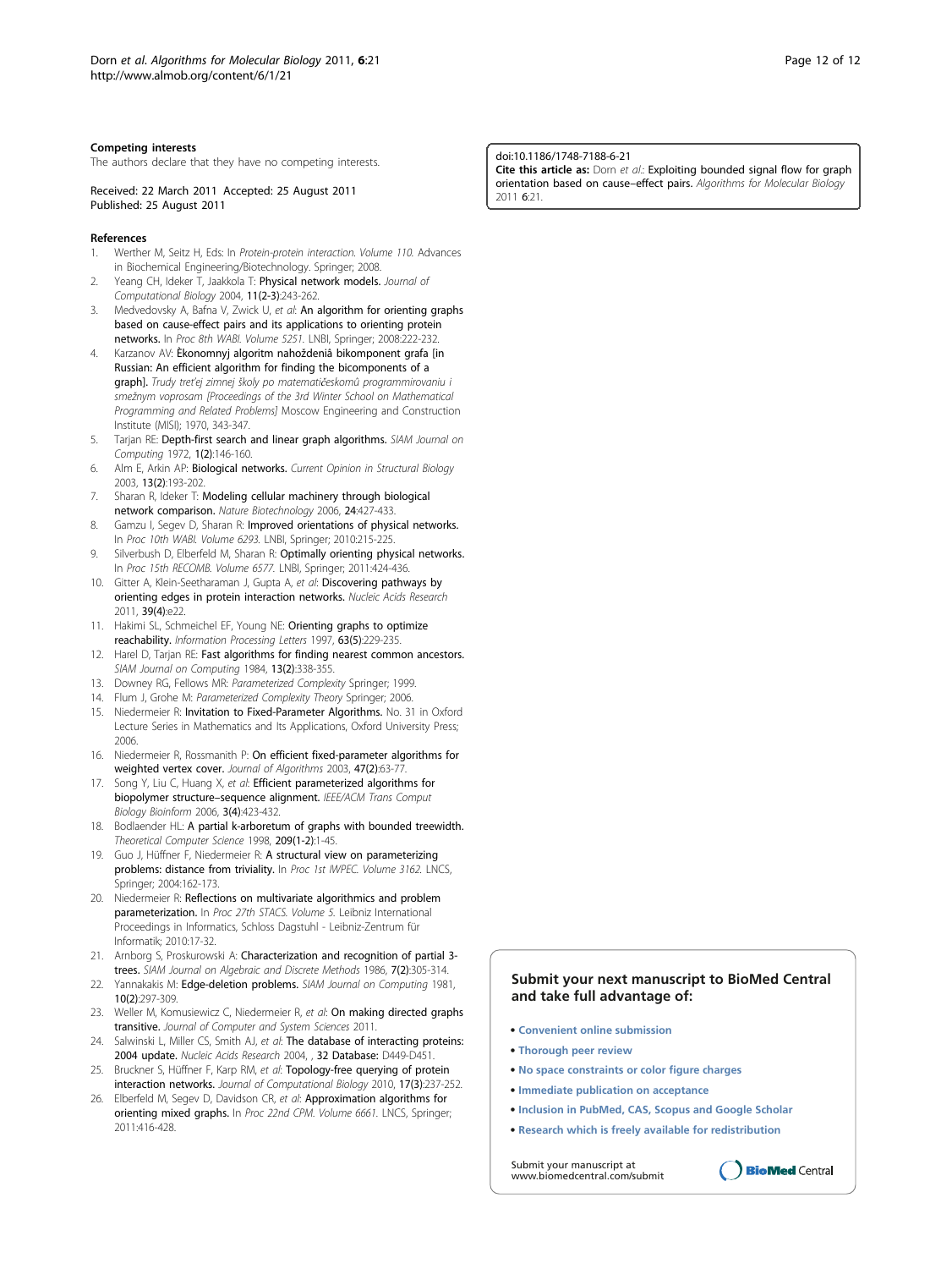#### Competing interests

The authors declare that they have no competing interests.

Received: 22 March 2011 Accepted: 25 August 2011
Published: 25 August 2011

#### References

1. Werther M, Seitz H, Eds: In *Protein-protein interaction. Volume 110.* Advances in Biochemical Engineering/Biotechnology. Springer; 2008.
2. Yeang CH, Ideker T, Jaakkola T: **Physical network models.** *Journal of Computational Biology* 2004, **11(2-3)**:243-262.
3. Medvedovsky A, Bafna V, Zwick U, *et al*: **An algorithm for orienting graphs based on cause-effect pairs and its applications to orienting protein networks.** In *Proc 8th WABI. Volume 5251.* LNBI, Springer; 2008:222-232.
4. Karzanov AV: **Èkonomnyj algoritm nahoždeniâ bikomponent grafa [in Russian: An efficient algorithm for finding the bicomponents of a graph].** *Trudy tret'ej zimnej školy po matematičeskomû programmirovaniu i smežnym voprosam [Proceedings of the 3rd Winter School on Mathematical Programming and Related Problems]* Moscow Engineering and Construction Institute (MISI); 1970, 343-347.
5. Tarjan RE: **Depth-first search and linear graph algorithms.** *SIAM Journal on Computing* 1972, **1(2)**:146-160.
6. Alm E, Arkin AP: **Biological networks.** *Current Opinion in Structural Biology* 2003, **13(2)**:193-202.
7. Sharan R, Ideker T: **Modeling cellular machinery through biological network comparison.** *Nature Biotechnology* 2006, **24**:427-433.
8. Gamzu I, Segev D, Sharan R: **Improved orientations of physical networks.** In *Proc 10th WABI. Volume 6293.* LNBI, Springer; 2010:215-225.
9. Silverbush D, Elberfeld M, Sharan R: **Optimally orienting physical networks.** In *Proc 15th RECOMB. Volume 6577.* LNBI, Springer; 2011:424-436.
10. Gitter A, Klein-Seetharaman J, Gupta A, *et al*: **Discovering pathways by orienting edges in protein interaction networks.** *Nucleic Acids Research* 2011, **39(4)**:e22.
11. Hakimi SL, Schmeichel EF, Young NE: **Orienting graphs to optimize reachability.** *Information Processing Letters* 1997, **63(5)**:229-235.
12. Harel D, Tarjan RE: **Fast algorithms for finding nearest common ancestors.** *SIAM Journal on Computing* 1984, **13(2)**:338-355.
13. Downey RG, Fellows MR: *Parameterized Complexity* Springer; 1999.
14. Flum J, Grohe M: *Parameterized Complexity Theory* Springer; 2006.
15. Niedermeier R: **Invitation to Fixed-Parameter Algorithms.** No. 31 in Oxford Lecture Series in Mathematics and Its Applications, Oxford University Press; 2006.
16. Niedermeier R, Rossmanith P: **On efficient fixed-parameter algorithms for weighted vertex cover.** *Journal of Algorithms* 2003, **47(2)**:63-77.
17. Song Y, Liu C, Huang X, *et al*: **Efficient parameterized algorithms for biopolymer structure–sequence alignment.** *IEEE/ACM Trans Comput Biology Bioinform* 2006, **3(4)**:423-432.
18. Bodlaender HL: **A partial k-arboretum of graphs with bounded treewidth.** *Theoretical Computer Science* 1998, **209(1-2)**:1-45.
19. Guo J, Hüffner F, Niedermeier R: **A structural view on parameterizing problems: distance from triviality.** In *Proc 1st IWPEC. Volume 3162.* LNCS, Springer; 2004:162-173.
20. Niedermeier R: **Reflections on multivariate algorithmics and problem parameterization.** In *Proc 27th STACS. Volume 5.* Leibniz International Proceedings in Informatics, Schloss Dagstuhl - Leibniz-Zentrum für Informatik; 2010:17-32.
21. Arnborg S, Proskurowski A: **Characterization and recognition of partial 3-trees.** *SIAM Journal on Algebraic and Discrete Methods* 1986, **7(2)**:305-314.
22. Yannakakis M: **Edge-deletion problems.** *SIAM Journal on Computing* 1981, **10(2)**:297-309.
23. Weller M, Komusiewicz C, Niedermeier R, *et al*: **On making directed graphs transitive.** *Journal of Computer and System Sciences* 2011.
24. Salwinski L, Miller CS, Smith AJ, *et al*: **The database of interacting proteins: 2004 update.** *Nucleic Acids Research* 2004, , **32** Database: D449-D451.
25. Bruckner S, Hüffner F, Karp RM, *et al*: **Topology-free querying of protein interaction networks.** *Journal of Computational Biology* 2010, **17(3)**:237-252.
26. Elberfeld M, Segev D, Davidson CR, *et al*: **Approximation algorithms for orienting mixed graphs.** In *Proc 22nd CPM. Volume 6661.* LNCS, Springer; 2011:416-428.

doi:10.1186/1748-7188-6-21
**Cite this article as:** Dorn *et al.*: Exploiting bounded signal flow for graph orientation based on cause–effect pairs. *Algorithms for Molecular Biology* 2011 **6**:21.